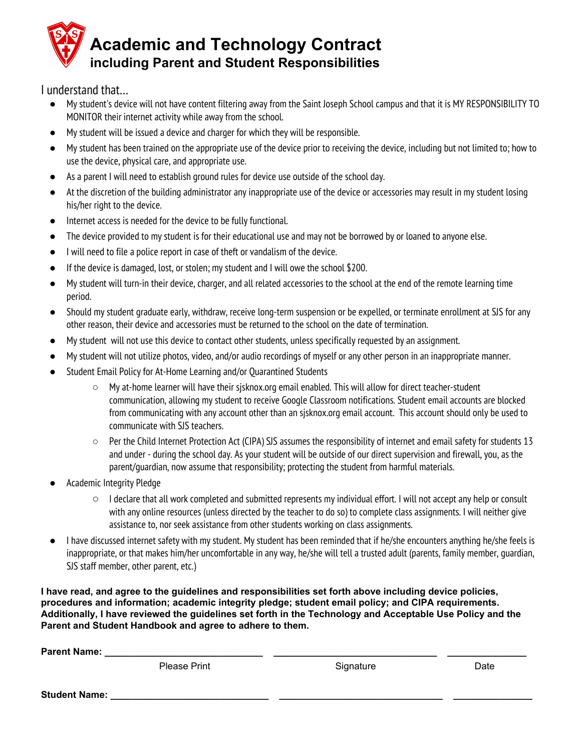# Academic and Technology Contract

## including Parent and Student Responsibilities

I understand that...

- My student's device will not have content filtering away from the Saint Joseph School campus and that it is MY RESPONSIBILITY TO MONITOR their internet activity while away from the school.
- My student will be issued a device and charger for which they will be responsible.
- My student has been trained on the appropriate use of the device prior to receiving the device, including but not limited to; how to use the device, physical care, and appropriate use.
- As a parent I will need to establish ground rules for device use outside of the school day.
- At the discretion of the building administrator any inappropriate use of the device or accessories may result in my student losing his/her right to the device.
- Internet access is needed for the device to be fully functional.
- The device provided to my student is for their educational use and may not be borrowed by or loaned to anyone else.
- I will need to file a police report in case of theft or vandalism of the device.
- If the device is damaged, lost, or stolen; my student and I will owe the school $200.
- My student will turn-in their device, charger, and all related accessories to the school at the end of the remote learning time period.
- Should my student graduate early, withdraw, receive long-term suspension or be expelled, or terminate enrollment at SJS for any other reason, their device and accessories must be returned to the school on the date of termination.
- My student will not use this device to contact other students, unless specifically requested by an assignment.
- My student will not utilize photos, video, and/or audio recordings of myself or any other person in an inappropriate manner.
- Student Email Policy for At-Home Learning and/or Quarantined Students
  - My at-home learner will have their sjsknox.org email enabled. This will allow for direct teacher-student communication, allowing my student to receive Google Classroom notifications. Student email accounts are blocked from communicating with any account other than an sjsknox.org email account. This account should only be used to communicate with SJS teachers.
  - Per the Child Internet Protection Act (CIPA) SJS assumes the responsibility of internet and email safety for students 13 and under - during the school day. As your student will be outside of our direct supervision and firewall, you, as the parent/guardian, now assume that responsibility; protecting the student from harmful materials.
- Academic Integrity Pledge
  - I declare that all work completed and submitted represents my individual effort. I will not accept any help or consult with any online resources (unless directed by the teacher to do so) to complete class assignments. I will neither give assistance to, nor seek assistance from other students working on class assignments.
- I have discussed internet safety with my student. My student has been reminded that if he/she encounters anything he/she feels is inappropriate, or that makes him/her uncomfortable in any way, he/she will tell a trusted adult (parents, family member, guardian, SJS staff member, other parent, etc.)

**I have read, and agree to the guidelines and responsibilities set forth above including device policies, procedures and information; academic integrity pledge; student email policy; and CIPA requirements. Additionally, I have reviewed the guidelines set forth in the Technology and Acceptable Use Policy and the Parent and Student Handbook and agree to adhere to them.**

**Parent Name:** ______________________________ ______________________________ ______________

Please Print                Signature                Date

**Student Name:** ______________________________ ______________________________ ______________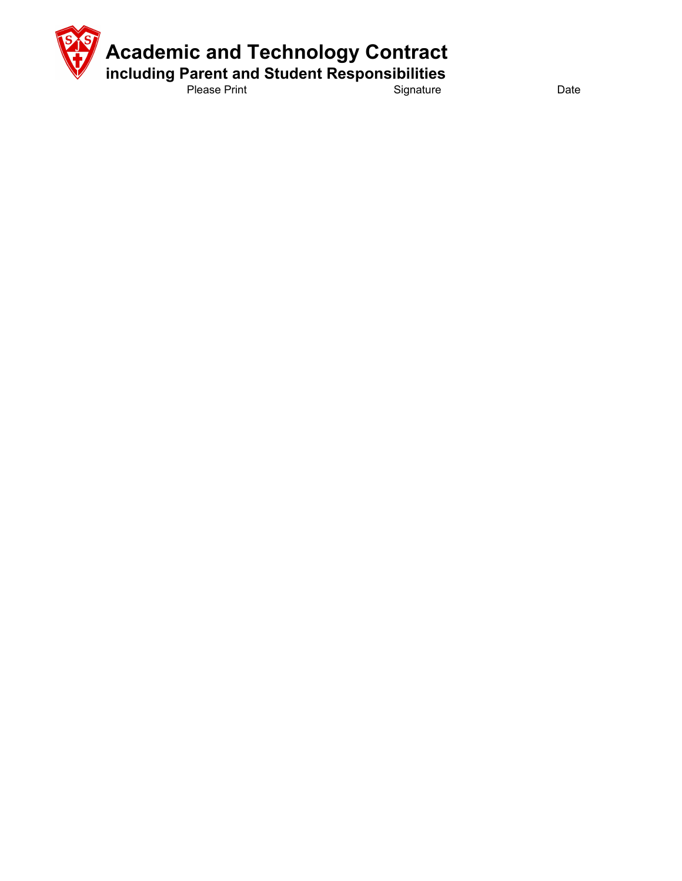# Academic and Technology Contract

## including Parent and Student Responsibilities

Please Print Signature Date